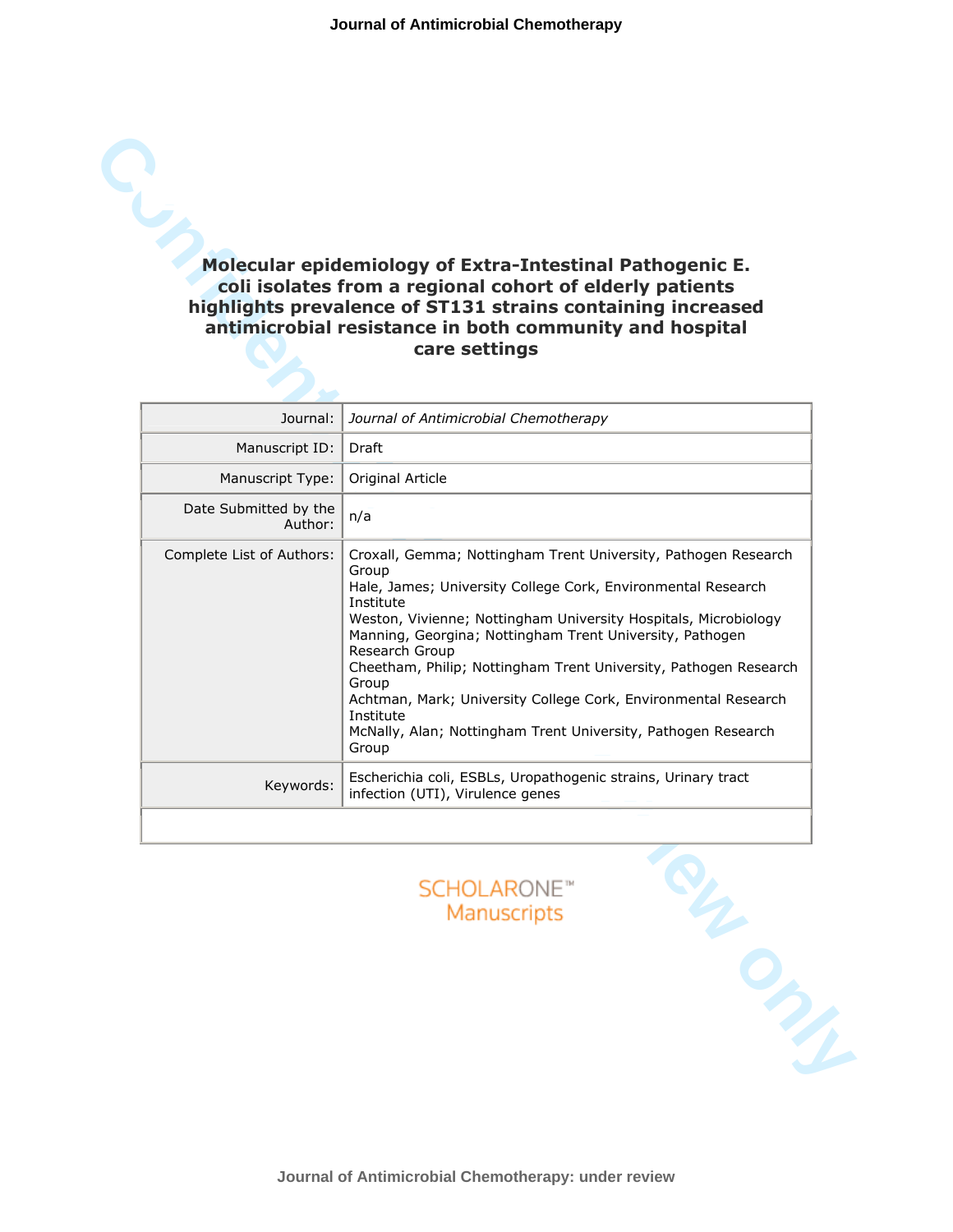# Molecular epidemiology of Extra-Intestinal Pathogenic E. coli isolates from a regional cohort of elderly patients highlights prevalence of ST131 strains containing increased antimicrobial resistance in both community and hospital care settings

| | |
|---|---|
| Journal: | *Journal of Antimicrobial Chemotherapy* |
| Manuscript ID: | Draft |
| Manuscript Type: | Original Article |
| Date Submitted by the Author: | n/a |
| Complete List of Authors: | Croxall, Gemma; Nottingham Trent University, Pathogen Research Group<br>Hale, James; University College Cork, Environmental Research Institute<br>Weston, Vivienne; Nottingham University Hospitals, Microbiology<br>Manning, Georgina; Nottingham Trent University, Pathogen Research Group<br>Cheetham, Philip; Nottingham Trent University, Pathogen Research Group<br>Achtman, Mark; University College Cork, Environmental Research Institute<br>McNally, Alan; Nottingham Trent University, Pathogen Research Group |
| Keywords: | Escherichia coli, ESBLs, Uropathogenic strains, Urinary tract infection (UTI), Virulence genes |
| | |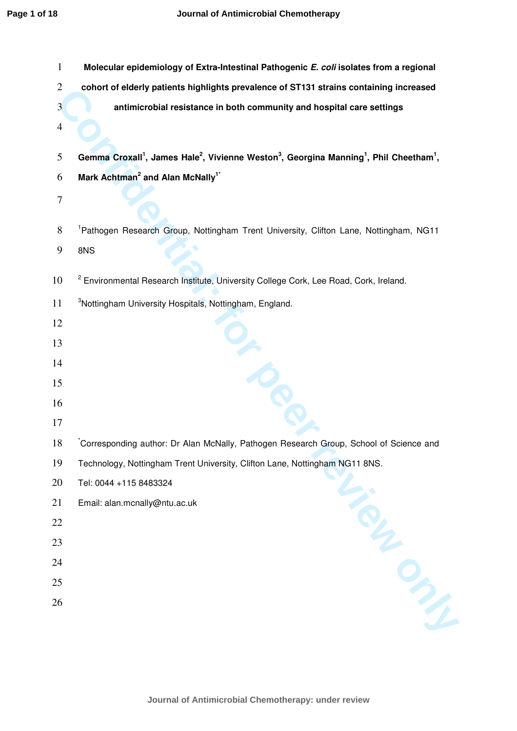# Molecular epidemiology of Extra-Intestinal Pathogenic *E. coli* isolates from a regional cohort of elderly patients highlights prevalence of ST131 strains containing increased antimicrobial resistance in both community and hospital care settings

**Gemma Croxall[1], James Hale[2], Vivienne Weston[3], Georgina Manning[1], Phil Cheetham[1], Mark Achtman[2] and Alan McNally[1*]**

[1]Pathogen Research Group, Nottingham Trent University, Clifton Lane, Nottingham, NG11 8NS

[2] Environmental Research Institute, University College Cork, Lee Road, Cork, Ireland.

[3]Nottingham University Hospitals, Nottingham, England.

[*]Corresponding author: Dr Alan McNally, Pathogen Research Group, School of Science and Technology, Nottingham Trent University, Clifton Lane, Nottingham NG11 8NS.

Tel: 0044 +115 8483324

Email: alan.mcnally@ntu.ac.uk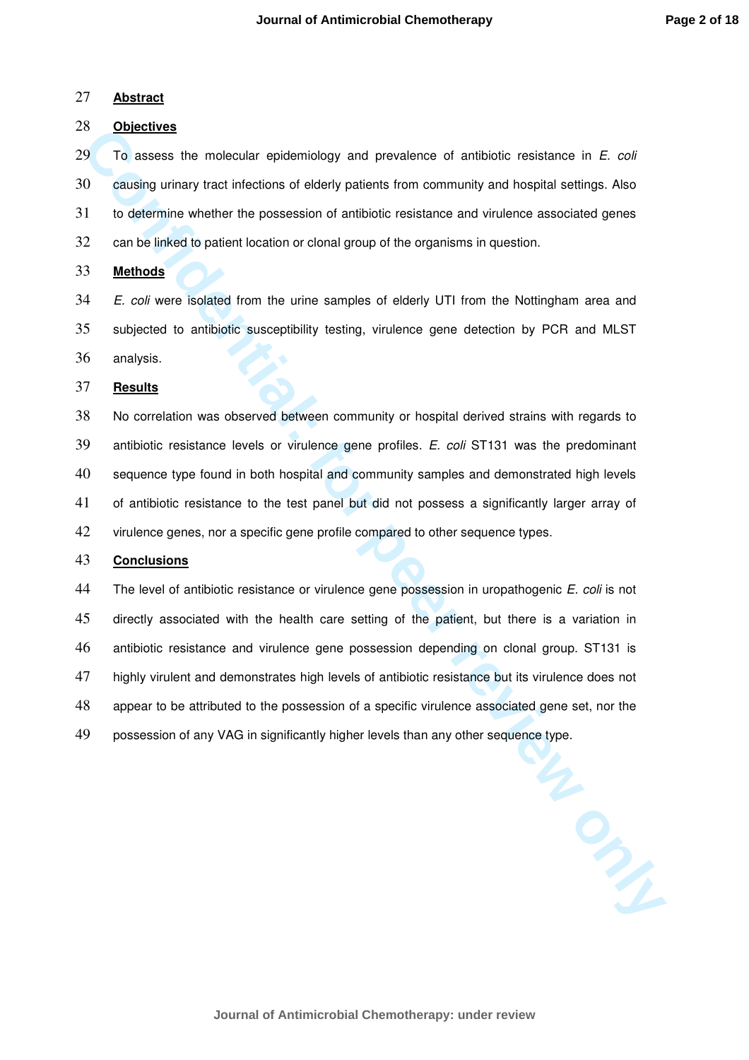## Abstract

### Objectives

To assess the molecular epidemiology and prevalence of antibiotic resistance in *E. coli* causing urinary tract infections of elderly patients from community and hospital settings. Also to determine whether the possession of antibiotic resistance and virulence associated genes can be linked to patient location or clonal group of the organisms in question.

### Methods

*E. coli* were isolated from the urine samples of elderly UTI from the Nottingham area and subjected to antibiotic susceptibility testing, virulence gene detection by PCR and MLST analysis.

### Results

No correlation was observed between community or hospital derived strains with regards to antibiotic resistance levels or virulence gene profiles. *E. coli* ST131 was the predominant sequence type found in both hospital and community samples and demonstrated high levels of antibiotic resistance to the test panel but did not possess a significantly larger array of virulence genes, nor a specific gene profile compared to other sequence types.

### Conclusions

The level of antibiotic resistance or virulence gene possession in uropathogenic *E. coli* is not directly associated with the health care setting of the patient, but there is a variation in antibiotic resistance and virulence gene possession depending on clonal group. ST131 is highly virulent and demonstrates high levels of antibiotic resistance but its virulence does not appear to be attributed to the possession of a specific virulence associated gene set, nor the possession of any VAG in significantly higher levels than any other sequence type.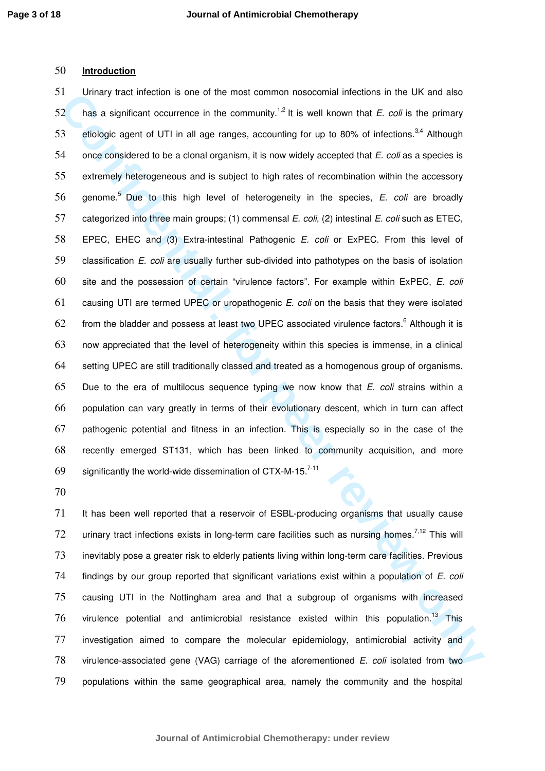## Introduction

Urinary tract infection is one of the most common nosocomial infections in the UK and also has a significant occurrence in the community.[1,2] It is well known that *E. coli* is the primary etiologic agent of UTI in all age ranges, accounting for up to 80% of infections.[3,4] Although once considered to be a clonal organism, it is now widely accepted that *E. coli* as a species is extremely heterogeneous and is subject to high rates of recombination within the accessory genome.[5] Due to this high level of heterogeneity in the species, *E. coli* are broadly categorized into three main groups; (1) commensal *E. coli*, (2) intestinal *E. coli* such as ETEC, EPEC, EHEC and (3) Extra-intestinal Pathogenic *E. coli* or ExPEC. From this level of classification *E. coli* are usually further sub-divided into pathotypes on the basis of isolation site and the possession of certain "virulence factors". For example within ExPEC, *E. coli* causing UTI are termed UPEC or uropathogenic *E. coli* on the basis that they were isolated from the bladder and possess at least two UPEC associated virulence factors.[6] Although it is now appreciated that the level of heterogeneity within this species is immense, in a clinical setting UPEC are still traditionally classed and treated as a homogenous group of organisms. Due to the era of multilocus sequence typing we now know that *E. coli* strains within a population can vary greatly in terms of their evolutionary descent, which in turn can affect pathogenic potential and fitness in an infection. This is especially so in the case of the recently emerged ST131, which has been linked to community acquisition, and more significantly the world-wide dissemination of CTX-M-15.[7-11]

It has been well reported that a reservoir of ESBL-producing organisms that usually cause urinary tract infections exists in long-term care facilities such as nursing homes.[7,12] This will inevitably pose a greater risk to elderly patients living within long-term care facilities. Previous findings by our group reported that significant variations exist within a population of *E. coli* causing UTI in the Nottingham area and that a subgroup of organisms with increased virulence potential and antimicrobial resistance existed within this population.[13] This investigation aimed to compare the molecular epidemiology, antimicrobial activity and virulence-associated gene (VAG) carriage of the aforementioned *E. coli* isolated from two populations within the same geographical area, namely the community and the hospital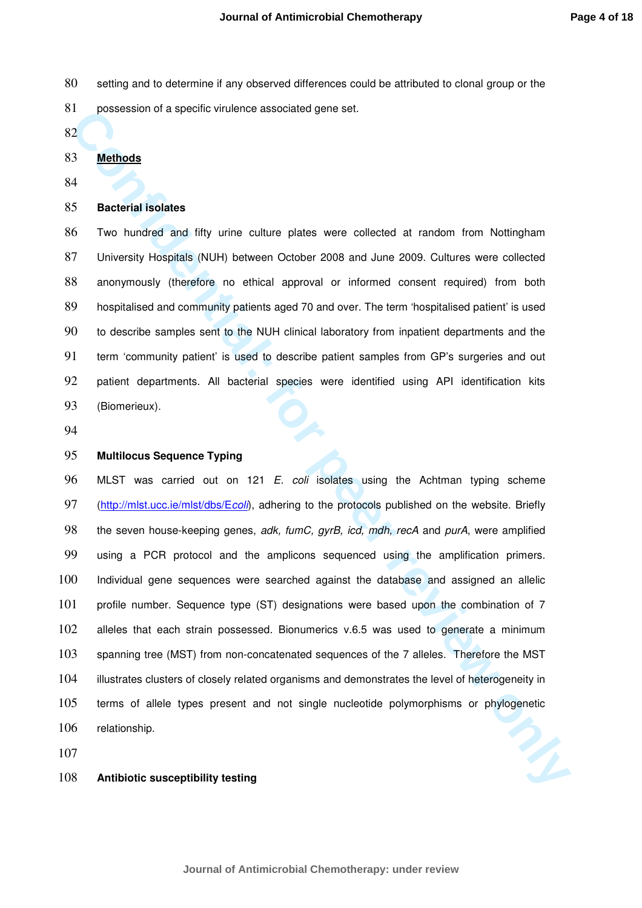setting and to determine if any observed differences could be attributed to clonal group or the possession of a specific virulence associated gene set.

## Methods

### Bacterial isolates

Two hundred and fifty urine culture plates were collected at random from Nottingham University Hospitals (NUH) between October 2008 and June 2009. Cultures were collected anonymously (therefore no ethical approval or informed consent required) from both hospitalised and community patients aged 70 and over. The term 'hospitalised patient' is used to describe samples sent to the NUH clinical laboratory from inpatient departments and the term 'community patient' is used to describe patient samples from GP's surgeries and out patient departments. All bacterial species were identified using API identification kits (Biomerieux).

### Multilocus Sequence Typing

MLST was carried out on 121 *E. coli* isolates using the Achtman typing scheme (http://mlst.ucc.ie/mlst/dbs/E*coli*), adhering to the protocols published on the website. Briefly the seven house-keeping genes, *adk, fumC, gyrB, icd, mdh, recA* and *purA*, were amplified using a PCR protocol and the amplicons sequenced using the amplification primers. Individual gene sequences were searched against the database and assigned an allelic profile number. Sequence type (ST) designations were based upon the combination of 7 alleles that each strain possessed. Bionumerics v.6.5 was used to generate a minimum spanning tree (MST) from non-concatenated sequences of the 7 alleles. Therefore the MST illustrates clusters of closely related organisms and demonstrates the level of heterogeneity in terms of allele types present and not single nucleotide polymorphisms or phylogenetic relationship.

### Antibiotic susceptibility testing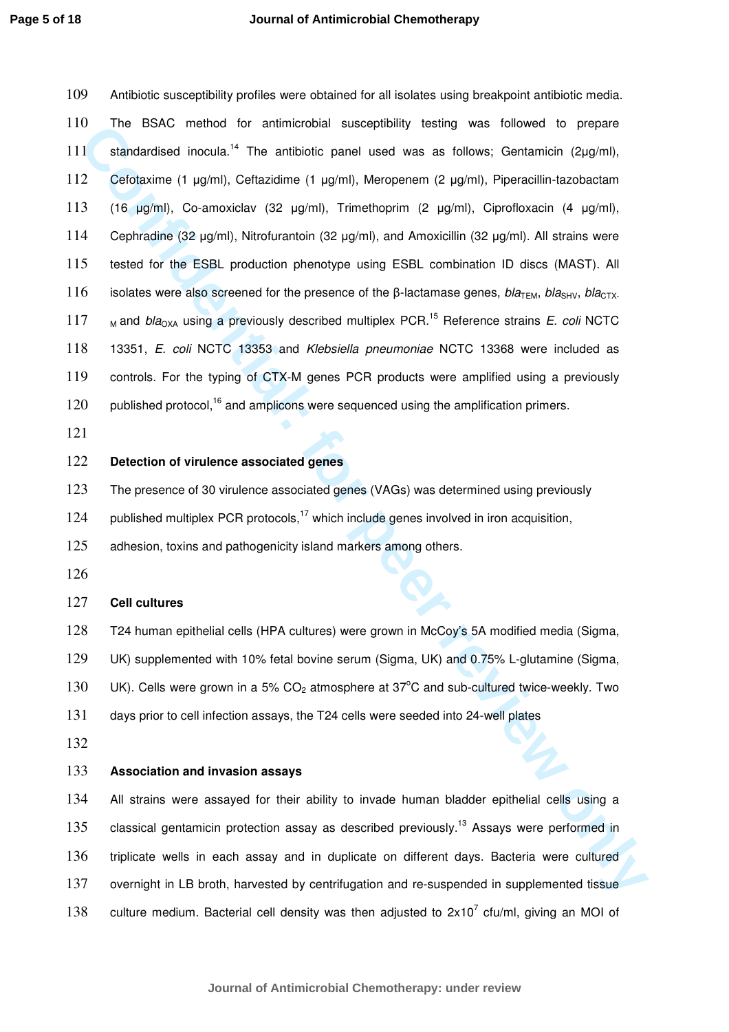Antibiotic susceptibility profiles were obtained for all isolates using breakpoint antibiotic media. The BSAC method for antimicrobial susceptibility testing was followed to prepare standardised inocula.[14] The antibiotic panel used was as follows; Gentamicin (2µg/ml), Cefotaxime (1 µg/ml), Ceftazidime (1 µg/ml), Meropenem (2 µg/ml), Piperacillin-tazobactam (16 µg/ml), Co-amoxiclav (32 µg/ml), Trimethoprim (2 µg/ml), Ciprofloxacin (4 µg/ml), Cephradine (32 µg/ml), Nitrofurantoin (32 µg/ml), and Amoxicillin (32 µg/ml). All strains were tested for the ESBL production phenotype using ESBL combination ID discs (MAST). All isolates were also screened for the presence of the β-lactamase genes, $bla_{\text{TEM}}$, $bla_{\text{SHV}}$, $bla_{\text{CTX-M}}$ and $bla_{\text{OXA}}$ using a previously described multiplex PCR.[15] Reference strains *E. coli* NCTC 13351, *E. coli* NCTC 13353 and *Klebsiella pneumoniae* NCTC 13368 were included as controls. For the typing of CTX-M genes PCR products were amplified using a previously published protocol,[16] and amplicons were sequenced using the amplification primers.

**Detection of virulence associated genes**

The presence of 30 virulence associated genes (VAGs) was determined using previously published multiplex PCR protocols,[17] which include genes involved in iron acquisition, adhesion, toxins and pathogenicity island markers among others.

**Cell cultures**

T24 human epithelial cells (HPA cultures) were grown in McCoy's 5A modified media (Sigma, UK) supplemented with 10% fetal bovine serum (Sigma, UK) and 0.75% L-glutamine (Sigma, UK). Cells were grown in a 5% $CO_2$ atmosphere at 37$^{o}$C and sub-cultured twice-weekly. Two days prior to cell infection assays, the T24 cells were seeded into 24-well plates

**Association and invasion assays**

All strains were assayed for their ability to invade human bladder epithelial cells using a classical gentamicin protection assay as described previously.[13] Assays were performed in triplicate wells in each assay and in duplicate on different days. Bacteria were cultured overnight in LB broth, harvested by centrifugation and re-suspended in supplemented tissue culture medium. Bacterial cell density was then adjusted to $2\text{x}10^7$ cfu/ml, giving an MOI of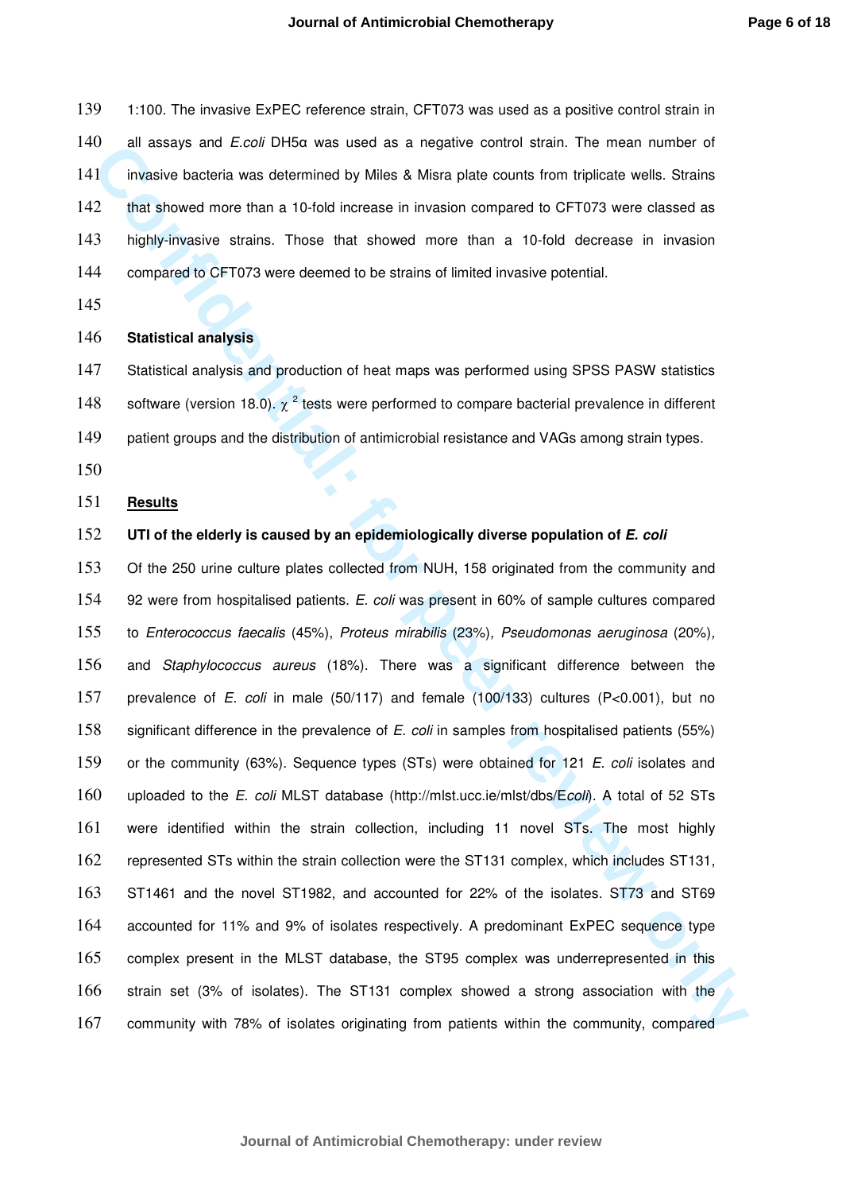1:100. The invasive ExPEC reference strain, CFT073 was used as a positive control strain in all assays and *E.coli* DH5α was used as a negative control strain. The mean number of invasive bacteria was determined by Miles & Misra plate counts from triplicate wells. Strains that showed more than a 10-fold increase in invasion compared to CFT073 were classed as highly-invasive strains. Those that showed more than a 10-fold decrease in invasion compared to CFT073 were deemed to be strains of limited invasive potential.

**Statistical analysis**

Statistical analysis and production of heat maps was performed using SPSS PASW statistics software (version 18.0). $\chi^2$ tests were performed to compare bacterial prevalence in different patient groups and the distribution of antimicrobial resistance and VAGs among strain types.

## Results

**UTI of the elderly is caused by an epidemiologically diverse population of *E. coli***

Of the 250 urine culture plates collected from NUH, 158 originated from the community and 92 were from hospitalised patients. *E. coli* was present in 60% of sample cultures compared to *Enterococcus faecalis* (45%), *Proteus mirabilis* (23%), *Pseudomonas aeruginosa* (20%), and *Staphylococcus aureus* (18%). There was a significant difference between the prevalence of *E. coli* in male (50/117) and female (100/133) cultures ($P<0.001$), but no significant difference in the prevalence of *E. coli* in samples from hospitalised patients (55%) or the community (63%). Sequence types (STs) were obtained for 121 *E. coli* isolates and uploaded to the *E. coli* MLST database (http://mlst.ucc.ie/mlst/dbs/E*coli*). A total of 52 STs were identified within the strain collection, including 11 novel STs. The most highly represented STs within the strain collection were the ST131 complex, which includes ST131, ST1461 and the novel ST1982, and accounted for 22% of the isolates. ST73 and ST69 accounted for 11% and 9% of isolates respectively. A predominant ExPEC sequence type complex present in the MLST database, the ST95 complex was underrepresented in this strain set (3% of isolates). The ST131 complex showed a strong association with the community with 78% of isolates originating from patients within the community, compared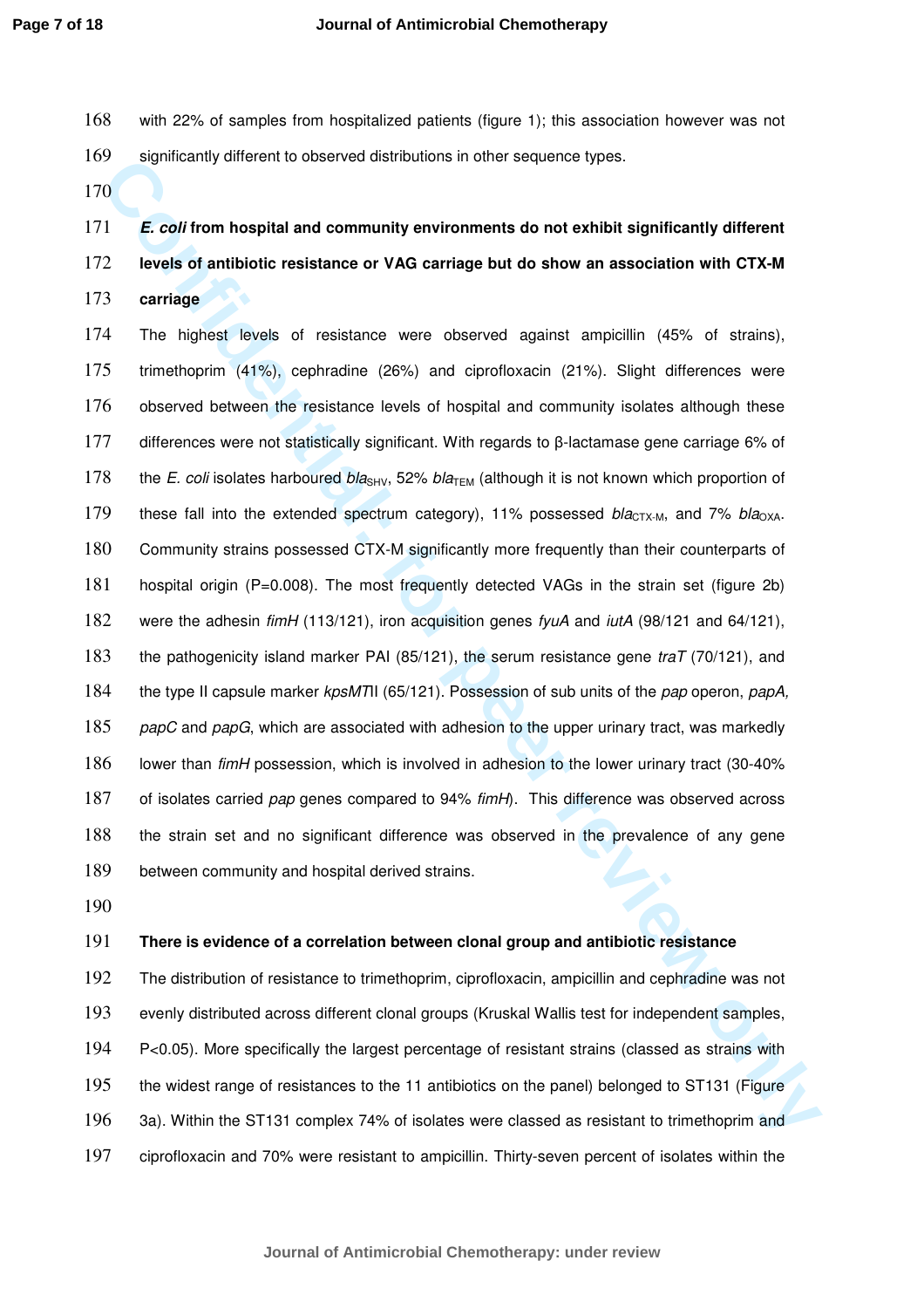with 22% of samples from hospitalized patients (figure 1); this association however was not significantly different to observed distributions in other sequence types.

### *E. coli* from hospital and community environments do not exhibit significantly different levels of antibiotic resistance or VAG carriage but do show an association with CTX-M carriage

The highest levels of resistance were observed against ampicillin (45% of strains), trimethoprim (41%), cephradine (26%) and ciprofloxacin (21%). Slight differences were observed between the resistance levels of hospital and community isolates although these differences were not statistically significant. With regards to β-lactamase gene carriage 6% of the *E. coli* isolates harboured *bla*$_{SHV}$, 52% *bla*$_{TEM}$ (although it is not known which proportion of these fall into the extended spectrum category), 11% possessed *bla*$_{CTX-M}$, and 7% *bla*$_{OXA}$. Community strains possessed CTX-M significantly more frequently than their counterparts of hospital origin (P=0.008). The most frequently detected VAGs in the strain set (figure 2b) were the adhesin *fimH* (113/121), iron acquisition genes *fyuA* and *iutA* (98/121 and 64/121), the pathogenicity island marker PAI (85/121), the serum resistance gene *traT* (70/121), and the type II capsule marker *kpsMT*II (65/121). Possession of sub units of the *pap* operon, *papA, papC* and *papG*, which are associated with adhesion to the upper urinary tract, was markedly lower than *fimH* possession, which is involved in adhesion to the lower urinary tract (30-40% of isolates carried *pap* genes compared to 94% *fimH*). This difference was observed across the strain set and no significant difference was observed in the prevalence of any gene between community and hospital derived strains.

### There is evidence of a correlation between clonal group and antibiotic resistance

The distribution of resistance to trimethoprim, ciprofloxacin, ampicillin and cephradine was not evenly distributed across different clonal groups (Kruskal Wallis test for independent samples, P<0.05). More specifically the largest percentage of resistant strains (classed as strains with the widest range of resistances to the 11 antibiotics on the panel) belonged to ST131 (Figure 3a). Within the ST131 complex 74% of isolates were classed as resistant to trimethoprim and ciprofloxacin and 70% were resistant to ampicillin. Thirty-seven percent of isolates within the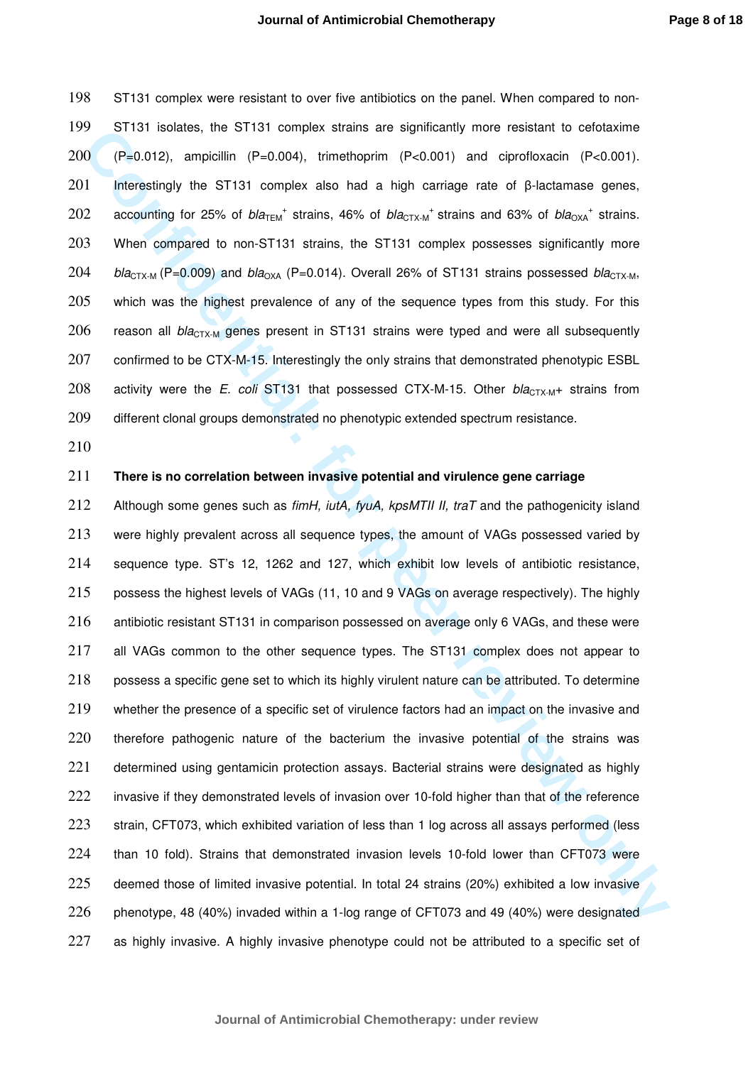ST131 complex were resistant to over five antibiotics on the panel. When compared to non-ST131 isolates, the ST131 complex strains are significantly more resistant to cefotaxime ($P=0.012$), ampicillin ($P=0.004$), trimethoprim ($P<0.001$) and ciprofloxacin ($P<0.001$). Interestingly the ST131 complex also had a high carriage rate of β-lactamase genes, accounting for 25% of $bla_{TEM}^{+}$ strains, 46% of $bla_{CTX\text{-}M}^{+}$ strains and 63% of $bla_{OXA}^{+}$ strains. When compared to non-ST131 strains, the ST131 complex possesses significantly more $bla_{CTX\text{-}M}$ ($P=0.009$) and $bla_{OXA}$ ($P=0.014$). Overall 26% of ST131 strains possessed $bla_{CTX\text{-}M}$, which was the highest prevalence of any of the sequence types from this study. For this reason all $bla_{CTX\text{-}M}$ genes present in ST131 strains were typed and were all subsequently confirmed to be CTX-M-15. Interestingly the only strains that demonstrated phenotypic ESBL activity were the *E. coli* ST131 that possessed CTX-M-15. Other $bla_{CTX\text{-}M}$+ strains from different clonal groups demonstrated no phenotypic extended spectrum resistance.

**There is no correlation between invasive potential and virulence gene carriage**

Although some genes such as *fimH, iutA, fyuA, kpsMTII II, traT* and the pathogenicity island were highly prevalent across all sequence types, the amount of VAGs possessed varied by sequence type. ST's 12, 1262 and 127, which exhibit low levels of antibiotic resistance, possess the highest levels of VAGs (11, 10 and 9 VAGs on average respectively). The highly antibiotic resistant ST131 in comparison possessed on average only 6 VAGs, and these were all VAGs common to the other sequence types. The ST131 complex does not appear to possess a specific gene set to which its highly virulent nature can be attributed. To determine whether the presence of a specific set of virulence factors had an impact on the invasive and therefore pathogenic nature of the bacterium the invasive potential of the strains was determined using gentamicin protection assays. Bacterial strains were designated as highly invasive if they demonstrated levels of invasion over 10-fold higher than that of the reference strain, CFT073, which exhibited variation of less than 1 log across all assays performed (less than 10 fold). Strains that demonstrated invasion levels 10-fold lower than CFT073 were deemed those of limited invasive potential. In total 24 strains (20%) exhibited a low invasive phenotype, 48 (40%) invaded within a 1-log range of CFT073 and 49 (40%) were designated as highly invasive. A highly invasive phenotype could not be attributed to a specific set of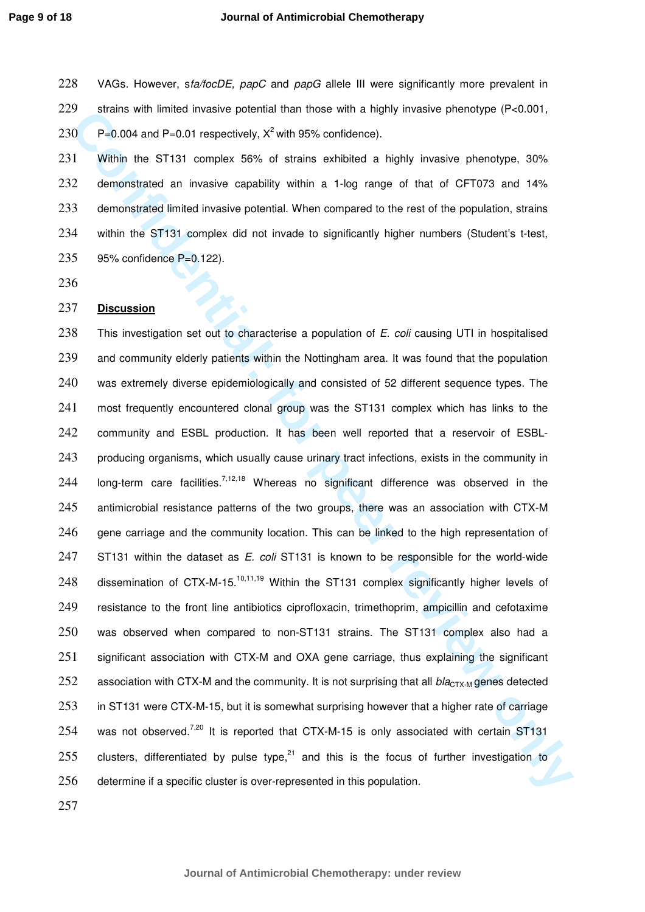VAGs. However, *sfa/focDE, papC* and *papG* allele III were significantly more prevalent in strains with limited invasive potential than those with a highly invasive phenotype (P<0.001, P=0.004 and P=0.01 respectively, $X^2$ with 95% confidence).

Within the ST131 complex 56% of strains exhibited a highly invasive phenotype, 30% demonstrated an invasive capability within a 1-log range of that of CFT073 and 14% demonstrated limited invasive potential. When compared to the rest of the population, strains within the ST131 complex did not invade to significantly higher numbers (Student's t-test, 95% confidence P=0.122).

## Discussion

This investigation set out to characterise a population of *E. coli* causing UTI in hospitalised and community elderly patients within the Nottingham area. It was found that the population was extremely diverse epidemiologically and consisted of 52 different sequence types. The most frequently encountered clonal group was the ST131 complex which has links to the community and ESBL production. It has been well reported that a reservoir of ESBL-producing organisms, which usually cause urinary tract infections, exists in the community in long-term care facilities.[7,12,18] Whereas no significant difference was observed in the antimicrobial resistance patterns of the two groups, there was an association with CTX-M gene carriage and the community location. This can be linked to the high representation of ST131 within the dataset as *E. coli* ST131 is known to be responsible for the world-wide dissemination of CTX-M-15.[10,11,19] Within the ST131 complex significantly higher levels of resistance to the front line antibiotics ciprofloxacin, trimethoprim, ampicillin and cefotaxime was observed when compared to non-ST131 strains. The ST131 complex also had a significant association with CTX-M and OXA gene carriage, thus explaining the significant association with CTX-M and the community. It is not surprising that all $bla_{\text{CTX-M}}$ genes detected in ST131 were CTX-M-15, but it is somewhat surprising however that a higher rate of carriage was not observed.[7,20] It is reported that CTX-M-15 is only associated with certain ST131 clusters, differentiated by pulse type,[21] and this is the focus of further investigation to determine if a specific cluster is over-represented in this population.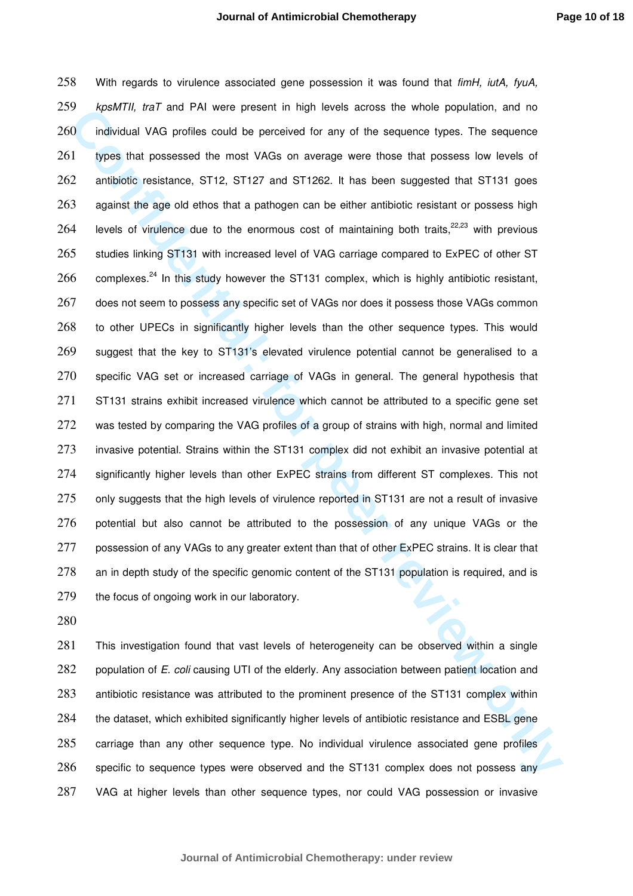With regards to virulence associated gene possession it was found that *fimH, iutA, fyuA, kpsMTII, traT* and PAI were present in high levels across the whole population, and no individual VAG profiles could be perceived for any of the sequence types. The sequence types that possessed the most VAGs on average were those that possess low levels of antibiotic resistance, ST12, ST127 and ST1262. It has been suggested that ST131 goes against the age old ethos that a pathogen can be either antibiotic resistant or possess high levels of virulence due to the enormous cost of maintaining both traits,[22,23] with previous studies linking ST131 with increased level of VAG carriage compared to ExPEC of other ST complexes.[24] In this study however the ST131 complex, which is highly antibiotic resistant, does not seem to possess any specific set of VAGs nor does it possess those VAGs common to other UPECs in significantly higher levels than the other sequence types. This would suggest that the key to ST131's elevated virulence potential cannot be generalised to a specific VAG set or increased carriage of VAGs in general. The general hypothesis that ST131 strains exhibit increased virulence which cannot be attributed to a specific gene set was tested by comparing the VAG profiles of a group of strains with high, normal and limited invasive potential. Strains within the ST131 complex did not exhibit an invasive potential at significantly higher levels than other ExPEC strains from different ST complexes. This not only suggests that the high levels of virulence reported in ST131 are not a result of invasive potential but also cannot be attributed to the possession of any unique VAGs or the possession of any VAGs to any greater extent than that of other ExPEC strains. It is clear that an in depth study of the specific genomic content of the ST131 population is required, and is the focus of ongoing work in our laboratory.

This investigation found that vast levels of heterogeneity can be observed within a single population of *E. coli* causing UTI of the elderly. Any association between patient location and antibiotic resistance was attributed to the prominent presence of the ST131 complex within the dataset, which exhibited significantly higher levels of antibiotic resistance and ESBL gene carriage than any other sequence type. No individual virulence associated gene profiles specific to sequence types were observed and the ST131 complex does not possess any VAG at higher levels than other sequence types, nor could VAG possession or invasive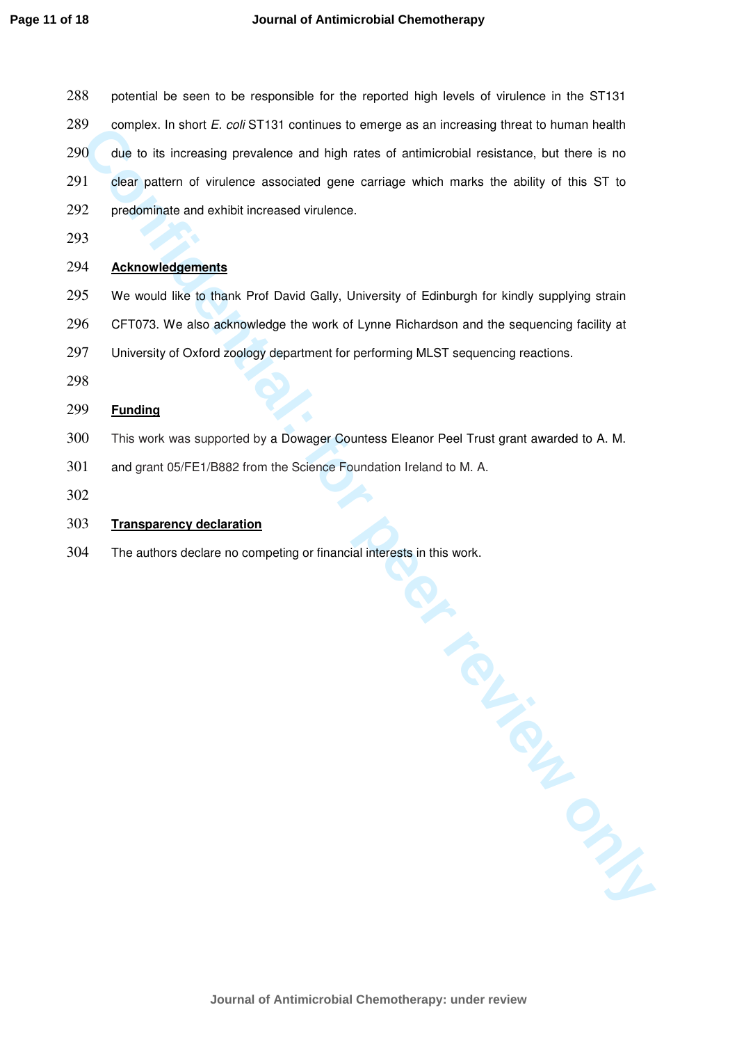potential be seen to be responsible for the reported high levels of virulence in the ST131 complex. In short *E. coli* ST131 continues to emerge as an increasing threat to human health due to its increasing prevalence and high rates of antimicrobial resistance, but there is no clear pattern of virulence associated gene carriage which marks the ability of this ST to predominate and exhibit increased virulence.

## Acknowledgements

We would like to thank Prof David Gally, University of Edinburgh for kindly supplying strain CFT073. We also acknowledge the work of Lynne Richardson and the sequencing facility at University of Oxford zoology department for performing MLST sequencing reactions.

## Funding

This work was supported by a Dowager Countess Eleanor Peel Trust grant awarded to A. M. and grant 05/FE1/B882 from the Science Foundation Ireland to M. A.

## Transparency declaration

The authors declare no competing or financial interests in this work.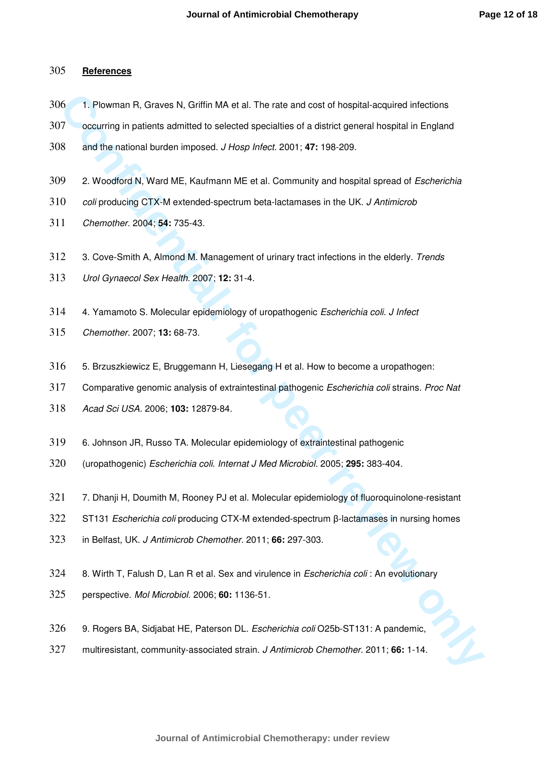## References

1. Plowman R, Graves N, Griffin MA et al. The rate and cost of hospital-acquired infections occurring in patients admitted to selected specialties of a district general hospital in England and the national burden imposed. *J Hosp Infect.* 2001; **47:** 198-209.

2. Woodford N, Ward ME, Kaufmann ME et al. Community and hospital spread of *Escherichia coli* producing CTX-M extended-spectrum beta-lactamases in the UK. *J Antimicrob Chemother.* 2004; **54:** 735-43.

3. Cove-Smith A, Almond M. Management of urinary tract infections in the elderly. *Trends Urol Gynaecol Sex Health.* 2007; **12:** 31-4.

4. Yamamoto S. Molecular epidemiology of uropathogenic *Escherichia coli*. *J Infect Chemother.* 2007; **13:** 68-73.

5. Brzuszkiewicz E, Bruggemann H, Liesegang H et al. How to become a uropathogen: Comparative genomic analysis of extraintestinal pathogenic *Escherichia coli* strains. *Proc Nat Acad Sci USA.* 2006; **103:** 12879-84.

6. Johnson JR, Russo TA. Molecular epidemiology of extraintestinal pathogenic (uropathogenic) *Escherichia coli*. *Internat J Med Microbiol.* 2005; **295:** 383-404.

7. Dhanji H, Doumith M, Rooney PJ et al. Molecular epidemiology of fluoroquinolone-resistant ST131 *Escherichia coli* producing CTX-M extended-spectrum β-lactamases in nursing homes in Belfast, UK. *J Antimicrob Chemother.* 2011; **66:** 297-303.

8. Wirth T, Falush D, Lan R et al. Sex and virulence in *Escherichia coli* : An evolutionary perspective. *Mol Microbiol.* 2006; **60:** 1136-51.

9. Rogers BA, Sidjabat HE, Paterson DL. *Escherichia coli* O25b-ST131: A pandemic, multiresistant, community-associated strain. *J Antimicrob Chemother.* 2011; **66:** 1-14.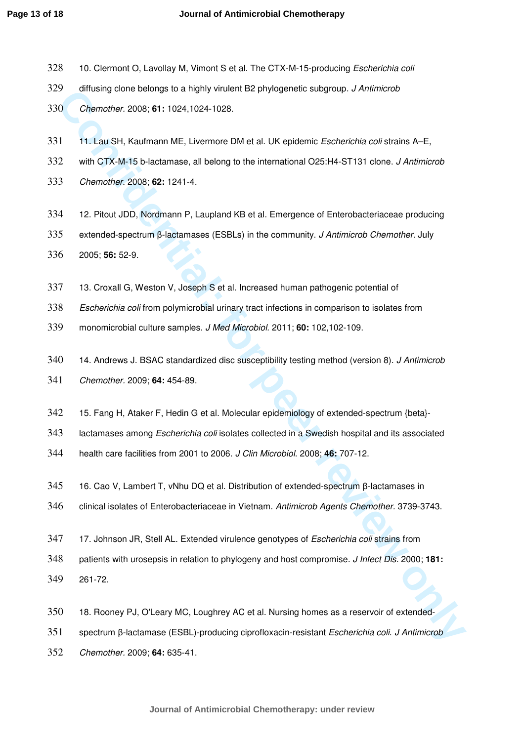10. Clermont O, Lavollay M, Vimont S et al. The CTX-M-15-producing *Escherichia coli* diffusing clone belongs to a highly virulent B2 phylogenetic subgroup. *J Antimicrob Chemother.* 2008; **61:** 1024,1024-1028.

11. Lau SH, Kaufmann ME, Livermore DM et al. UK epidemic *Escherichia coli* strains A–E, with CTX-M-15 b-lactamase, all belong to the international O25:H4-ST131 clone. *J Antimicrob Chemother.* 2008; **62:** 1241-4.

12. Pitout JDD, Nordmann P, Laupland KB et al. Emergence of Enterobacteriaceae producing extended-spectrum β-lactamases (ESBLs) in the community. *J Antimicrob Chemother.* July 2005; **56:** 52-9.

13. Croxall G, Weston V, Joseph S et al. Increased human pathogenic potential of *Escherichia coli* from polymicrobial urinary tract infections in comparison to isolates from monomicrobial culture samples. *J Med Microbiol.* 2011; **60:** 102,102-109.

14. Andrews J. BSAC standardized disc susceptibility testing method (version 8). *J Antimicrob Chemother.* 2009; **64:** 454-89.

15. Fang H, Ataker F, Hedin G et al. Molecular epidemiology of extended-spectrum {beta}-lactamases among *Escherichia coli* isolates collected in a Swedish hospital and its associated health care facilities from 2001 to 2006. *J Clin Microbiol.* 2008; **46:** 707-12.

16. Cao V, Lambert T, vNhu DQ et al. Distribution of extended-spectrum β-lactamases in clinical isolates of Enterobacteriaceae in Vietnam. *Antimicrob Agents Chemother.* 3739-3743.

17. Johnson JR, Stell AL. Extended virulence genotypes of *Escherichia coli* strains from patients with urosepsis in relation to phylogeny and host compromise. *J Infect Dis.* 2000; **181:** 261-72.

18. Rooney PJ, O'Leary MC, Loughrey AC et al. Nursing homes as a reservoir of extended-spectrum β-lactamase (ESBL)-producing ciprofloxacin-resistant *Escherichia coli*. *J Antimicrob Chemother.* 2009; **64:** 635-41.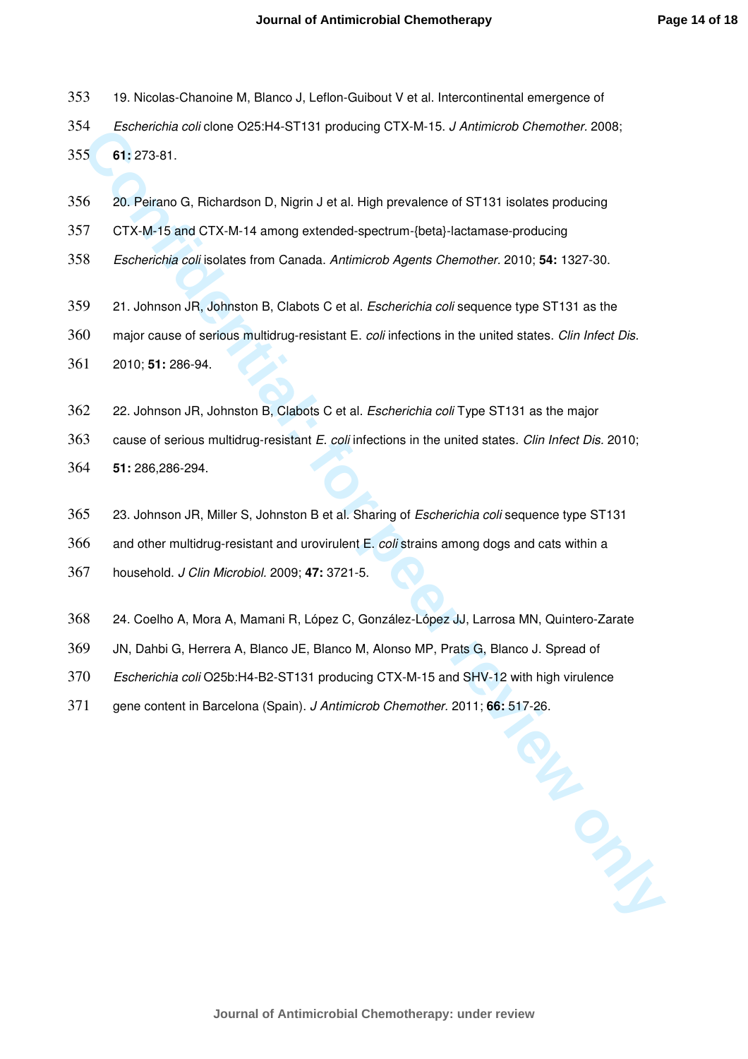19. Nicolas-Chanoine M, Blanco J, Leflon-Guibout V et al. Intercontinental emergence of *Escherichia coli* clone O25:H4-ST131 producing CTX-M-15. *J Antimicrob Chemother.* 2008; **61:** 273-81.

20. Peirano G, Richardson D, Nigrin J et al. High prevalence of ST131 isolates producing CTX-M-15 and CTX-M-14 among extended-spectrum-{beta}-lactamase-producing *Escherichia coli* isolates from Canada. *Antimicrob Agents Chemother.* 2010; **54:** 1327-30.

21. Johnson JR, Johnston B, Clabots C et al. *Escherichia coli* sequence type ST131 as the major cause of serious multidrug-resistant E. *coli* infections in the united states. *Clin Infect Dis.* 2010; **51:** 286-94.

22. Johnson JR, Johnston B, Clabots C et al. *Escherichia coli* Type ST131 as the major cause of serious multidrug-resistant *E. coli* infections in the united states. *Clin Infect Dis.* 2010; **51:** 286,286-294.

23. Johnson JR, Miller S, Johnston B et al. Sharing of *Escherichia coli* sequence type ST131 and other multidrug-resistant and urovirulent E. *coli* strains among dogs and cats within a household. *J Clin Microbiol.* 2009; **47:** 3721-5.

24. Coelho A, Mora A, Mamani R, López C, González-López JJ, Larrosa MN, Quintero-Zarate JN, Dahbi G, Herrera A, Blanco JE, Blanco M, Alonso MP, Prats G, Blanco J. Spread of *Escherichia coli* O25b:H4-B2-ST131 producing CTX-M-15 and SHV-12 with high virulence gene content in Barcelona (Spain). *J Antimicrob Chemother.* 2011; **66:** 517-26.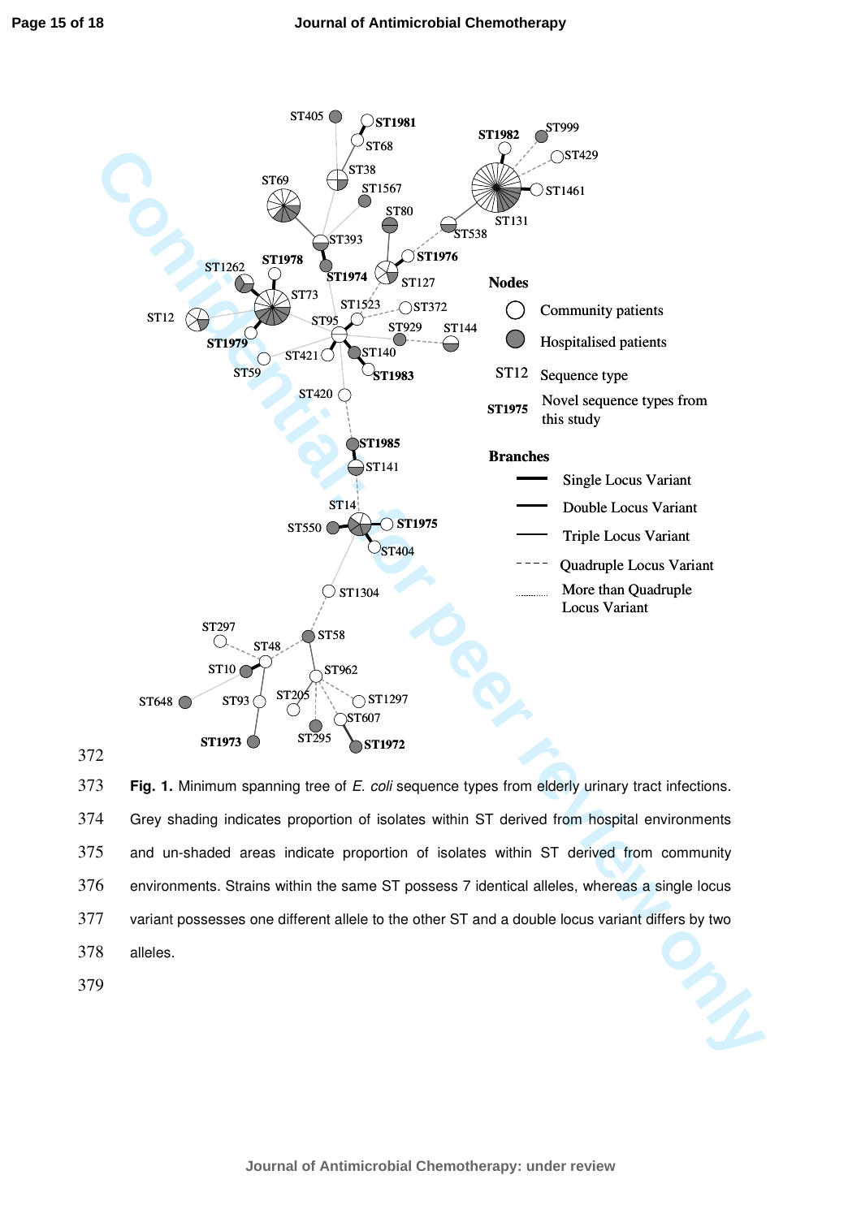**Fig. 1.** Minimum spanning tree of *E. coli* sequence types from elderly urinary tract infections. Grey shading indicates proportion of isolates within ST derived from hospital environments and un-shaded areas indicate proportion of isolates within ST derived from community environments. Strains within the same ST possess 7 identical alleles, whereas a single locus variant possesses one different allele to the other ST and a double locus variant differs by two alleles.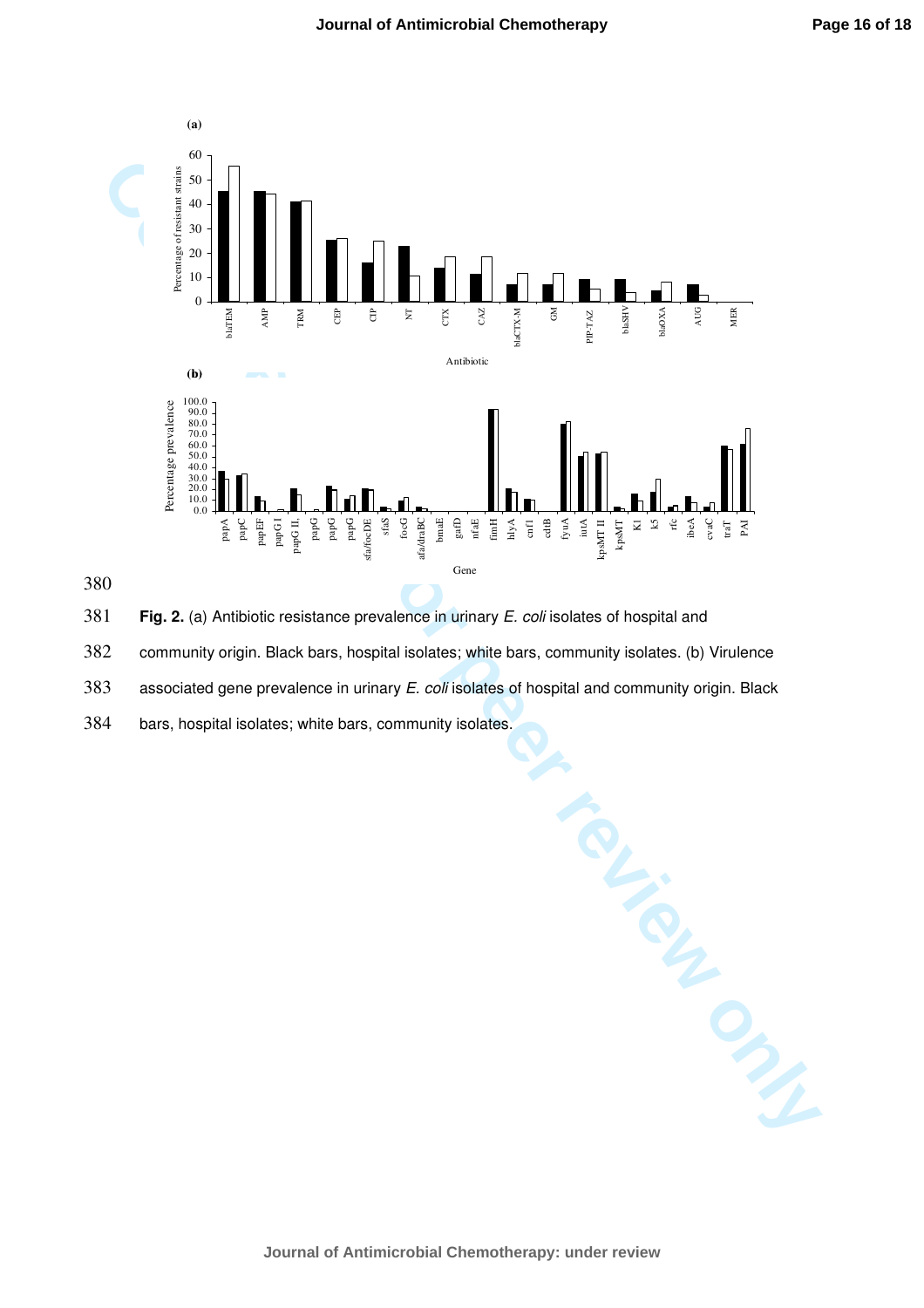380

381 **Fig. 2.** (a) Antibiotic resistance prevalence in urinary *E. coli* isolates of hospital and

382 community origin. Black bars, hospital isolates; white bars, community isolates. (b) Virulence

383 associated gene prevalence in urinary *E. coli* isolates of hospital and community origin. Black

384 bars, hospital isolates; white bars, community isolates.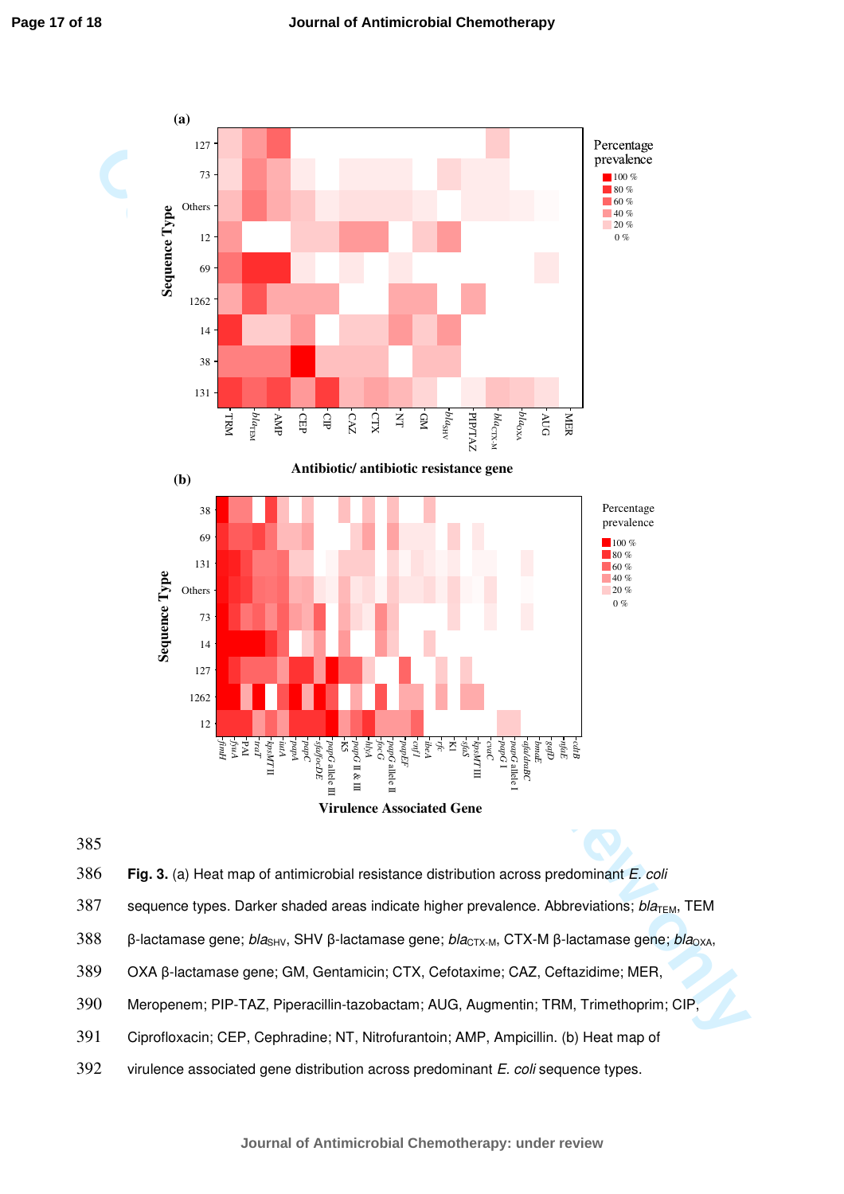Fig. 3. (a) Heat map of antimicrobial resistance distribution across predominant *E. coli* sequence types. Darker shaded areas indicate higher prevalence. Abbreviations; $bla_{TEM}$, TEM β-lactamase gene; $bla_{SHV}$, SHV β-lactamase gene; $bla_{CTX-M}$, CTX-M β-lactamase gene; $bla_{OXA}$, OXA β-lactamase gene; GM, Gentamicin; CTX, Cefotaxime; CAZ, Ceftazidime; MER, Meropenem; PIP-TAZ, Piperacillin-tazobactam; AUG, Augmentin; TRM, Trimethoprim; CIP, Ciprofloxacin; CEP, Cephradine; NT, Nitrofurantoin; AMP, Ampicillin. (b) Heat map of virulence associated gene distribution across predominant *E. coli* sequence types.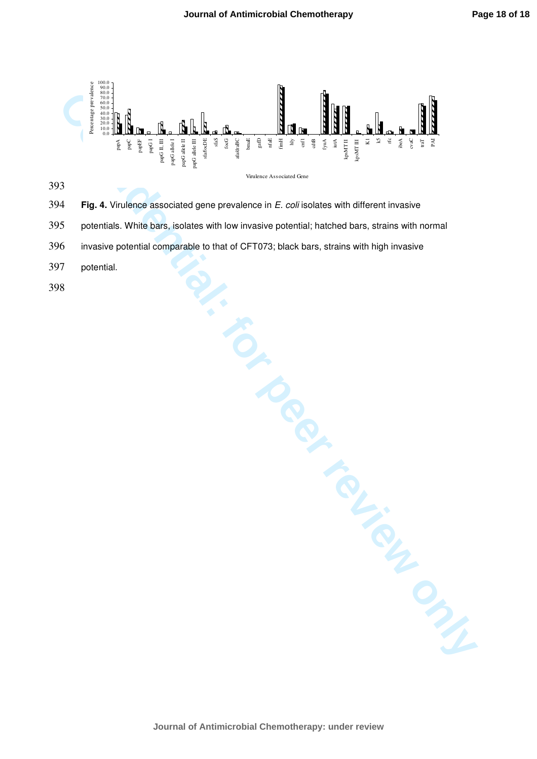Percentage prevalence

100.0
90.0
80.0
70.0
60.0
50.0
40.0
30.0
20.0
10.0
0.0

papA
papC
papEF
papG I
papG II, III
papG allele I
papG allele II
papG allele III
sfa/focDE
sfaS
focG
afa/draBC
bmaE
gafD
nfaE
fimH
hly
cnf1
cdtB
fyuA
iutA
kpsMT II
kpsMT III
K1
k5
rfc
ibeA
cvaC
traT
PAI

Virulence Associated Gene

393

394 **Fig. 4.** Virulence associated gene prevalence in *E. coli* isolates with different invasive

395 potentials. White bars, isolates with low invasive potential; hatched bars, strains with normal

396 invasive potential comparable to that of CFT073; black bars, strains with high invasive

397 potential.

398